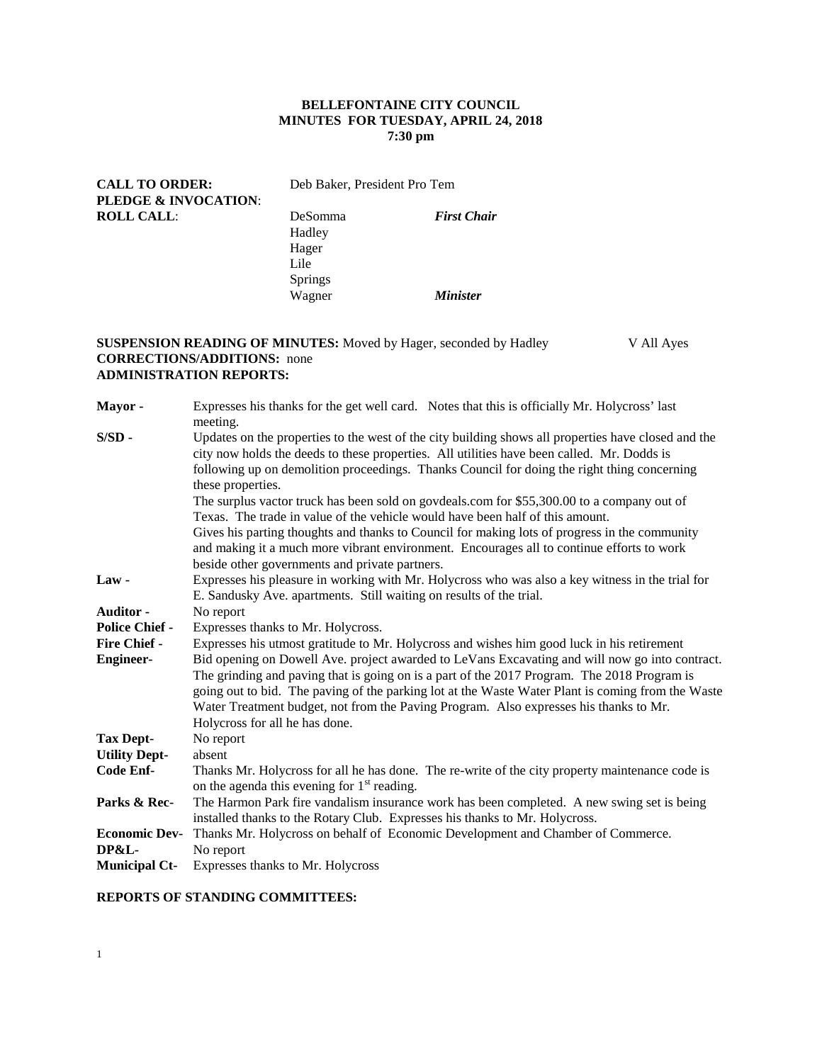**BELLEFONTAINE CITY COUNCIL**
**MINUTES FOR TUESDAY, APRIL 24, 2018**
**7:30 pm**

**CALL TO ORDER:** Deb Baker, President Pro Tem
**PLEDGE & INVOCATION**:
**ROLL CALL**:

| | | |
|---|---|---|
| DeSomma | ***First Chair*** | |
| Hadley | | |
| Hager | | |
| Lile | | |
| Springs | | |
| Wagner | ***Minister*** | |

**SUSPENSION READING OF MINUTES:** Moved by Hager, seconded by Hadley V All Ayes
**CORRECTIONS/ADDITIONS:** none
**ADMINISTRATION REPORTS:**

| | |
|---|---|
| **Mayor -** | Expresses his thanks for the get well card. Notes that this is officially Mr. Holycross' last meeting. |
| **S/SD -** | Updates on the properties to the west of the city building shows all properties have closed and the city now holds the deeds to these properties. All utilities have been called. Mr. Dodds is following up on demolition proceedings. Thanks Council for doing the right thing concerning these properties. The surplus vactor truck has been sold on govdeals.com for $55,300.00 to a company out of Texas. The trade in value of the vehicle would have been half of this amount. Gives his parting thoughts and thanks to Council for making lots of progress in the community and making it a much more vibrant environment. Encourages all to continue efforts to work beside other governments and private partners. |
| **Law -** | Expresses his pleasure in working with Mr. Holycross who was also a key witness in the trial for E. Sandusky Ave. apartments. Still waiting on results of the trial. |
| **Auditor -** | No report |
| **Police Chief -** | Expresses thanks to Mr. Holycross. |
| **Fire Chief -** | Expresses his utmost gratitude to Mr. Holycross and wishes him good luck in his retirement |
| **Engineer-** | Bid opening on Dowell Ave. project awarded to LeVans Excavating and will now go into contract. The grinding and paving that is going on is a part of the 2017 Program. The 2018 Program is going out to bid. The paving of the parking lot at the Waste Water Plant is coming from the Waste Water Treatment budget, not from the Paving Program. Also expresses his thanks to Mr. Holycross for all he has done. |
| **Tax Dept-** | No report |
| **Utility Dept-** | absent |
| **Code Enf-** | Thanks Mr. Holycross for all he has done. The re-write of the city property maintenance code is on the agenda this evening for 1st reading. |
| **Parks & Rec-** | The Harmon Park fire vandalism insurance work has been completed. A new swing set is being installed thanks to the Rotary Club. Expresses his thanks to Mr. Holycross. |
| **Economic Dev-** | Thanks Mr. Holycross on behalf of Economic Development and Chamber of Commerce. |
| **DP&L-** | No report |
| **Municipal Ct-** | Expresses thanks to Mr. Holycross |

**REPORTS OF STANDING COMMITTEES:**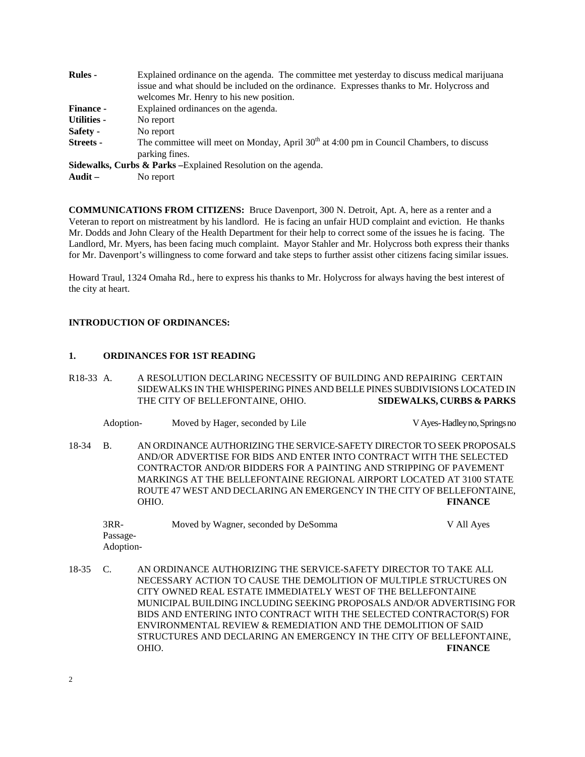**Rules -** Explained ordinance on the agenda. The committee met yesterday to discuss medical marijuana issue and what should be included on the ordinance. Expresses thanks to Mr. Holycross and welcomes Mr. Henry to his new position.

**Finance -** Explained ordinances on the agenda.

**Utilities -** No report

**Safety -** No report

**Streets -** The committee will meet on Monday, April 30th at 4:00 pm in Council Chambers, to discuss parking fines.

**Sidewalks, Curbs & Parks –**Explained Resolution on the agenda.

**Audit –** No report

**COMMUNICATIONS FROM CITIZENS:** Bruce Davenport, 300 N. Detroit, Apt. A, here as a renter and a Veteran to report on mistreatment by his landlord. He is facing an unfair HUD complaint and eviction. He thanks Mr. Dodds and John Cleary of the Health Department for their help to correct some of the issues he is facing. The Landlord, Mr. Myers, has been facing much complaint. Mayor Stahler and Mr. Holycross both express their thanks for Mr. Davenport's willingness to come forward and take steps to further assist other citizens facing similar issues.

Howard Traul, 1324 Omaha Rd., here to express his thanks to Mr. Holycross for always having the best interest of the city at heart.

**INTRODUCTION OF ORDINANCES:**

**1. ORDINANCES FOR 1ST READING**

R18-33 A. A RESOLUTION DECLARING NECESSITY OF BUILDING AND REPAIRING CERTAIN SIDEWALKS IN THE WHISPERING PINES AND BELLE PINES SUBDIVISIONS LOCATED IN THE CITY OF BELLEFONTAINE, OHIO. **SIDEWALKS, CURBS & PARKS**

Adoption- Moved by Hager, seconded by Lile V Ayes-Hadley no, Springs no

18-34 B. AN ORDINANCE AUTHORIZING THE SERVICE-SAFETY DIRECTOR TO SEEK PROPOSALS AND/OR ADVERTISE FOR BIDS AND ENTER INTO CONTRACT WITH THE SELECTED CONTRACTOR AND/OR BIDDERS FOR A PAINTING AND STRIPPING OF PAVEMENT MARKINGS AT THE BELLEFONTAINE REGIONAL AIRPORT LOCATED AT 3100 STATE ROUTE 47 WEST AND DECLARING AN EMERGENCY IN THE CITY OF BELLEFONTAINE, OHIO. **FINANCE**

3RR-
Passage-
Adoption- Moved by Wagner, seconded by DeSomma V All Ayes

18-35 C. AN ORDINANCE AUTHORIZING THE SERVICE-SAFETY DIRECTOR TO TAKE ALL NECESSARY ACTION TO CAUSE THE DEMOLITION OF MULTIPLE STRUCTURES ON CITY OWNED REAL ESTATE IMMEDIATELY WEST OF THE BELLEFONTAINE MUNICIPAL BUILDING INCLUDING SEEKING PROPOSALS AND/OR ADVERTISING FOR BIDS AND ENTERING INTO CONTRACT WITH THE SELECTED CONTRACTOR(S) FOR ENVIRONMENTAL REVIEW & REMEDIATION AND THE DEMOLITION OF SAID STRUCTURES AND DECLARING AN EMERGENCY IN THE CITY OF BELLEFONTAINE, OHIO. **FINANCE**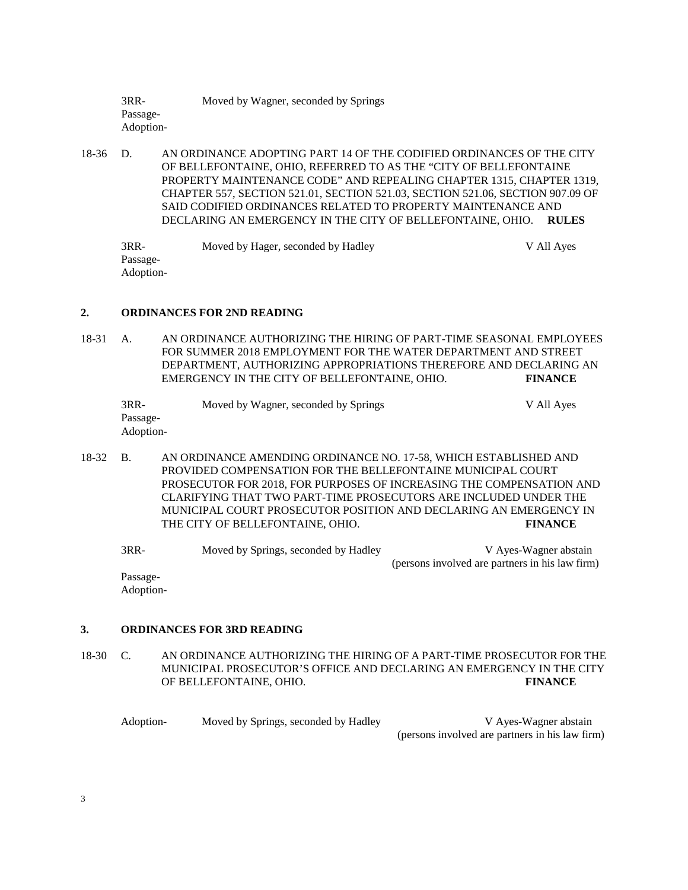3RR- Moved by Wagner, seconded by Springs
Passage-
Adoption-

18-36 D. AN ORDINANCE ADOPTING PART 14 OF THE CODIFIED ORDINANCES OF THE CITY OF BELLEFONTAINE, OHIO, REFERRED TO AS THE "CITY OF BELLEFONTAINE PROPERTY MAINTENANCE CODE" AND REPEALING CHAPTER 1315, CHAPTER 1319, CHAPTER 557, SECTION 521.01, SECTION 521.03, SECTION 521.06, SECTION 907.09 OF SAID CODIFIED ORDINANCES RELATED TO PROPERTY MAINTENANCE AND DECLARING AN EMERGENCY IN THE CITY OF BELLEFONTAINE, OHIO. **RULES**

3RR- Moved by Hager, seconded by Hadley V All Ayes
Passage-
Adoption-

## 2. ORDINANCES FOR 2ND READING

18-31 A. AN ORDINANCE AUTHORIZING THE HIRING OF PART-TIME SEASONAL EMPLOYEES FOR SUMMER 2018 EMPLOYMENT FOR THE WATER DEPARTMENT AND STREET DEPARTMENT, AUTHORIZING APPROPRIATIONS THEREFORE AND DECLARING AN EMERGENCY IN THE CITY OF BELLEFONTAINE, OHIO. **FINANCE**

3RR- Moved by Wagner, seconded by Springs V All Ayes
Passage-
Adoption-

18-32 B. AN ORDINANCE AMENDING ORDINANCE NO. 17-58, WHICH ESTABLISHED AND PROVIDED COMPENSATION FOR THE BELLEFONTAINE MUNICIPAL COURT PROSECUTOR FOR 2018, FOR PURPOSES OF INCREASING THE COMPENSATION AND CLARIFYING THAT TWO PART-TIME PROSECUTORS ARE INCLUDED UNDER THE MUNICIPAL COURT PROSECUTOR POSITION AND DECLARING AN EMERGENCY IN THE CITY OF BELLEFONTAINE, OHIO. **FINANCE**

3RR- Moved by Springs, seconded by Hadley V Ayes-Wagner abstain (persons involved are partners in his law firm)
Passage-
Adoption-

## 3. ORDINANCES FOR 3RD READING

18-30 C. AN ORDINANCE AUTHORIZING THE HIRING OF A PART-TIME PROSECUTOR FOR THE MUNICIPAL PROSECUTOR'S OFFICE AND DECLARING AN EMERGENCY IN THE CITY OF BELLEFONTAINE, OHIO. **FINANCE**

Adoption- Moved by Springs, seconded by Hadley V Ayes-Wagner abstain (persons involved are partners in his law firm)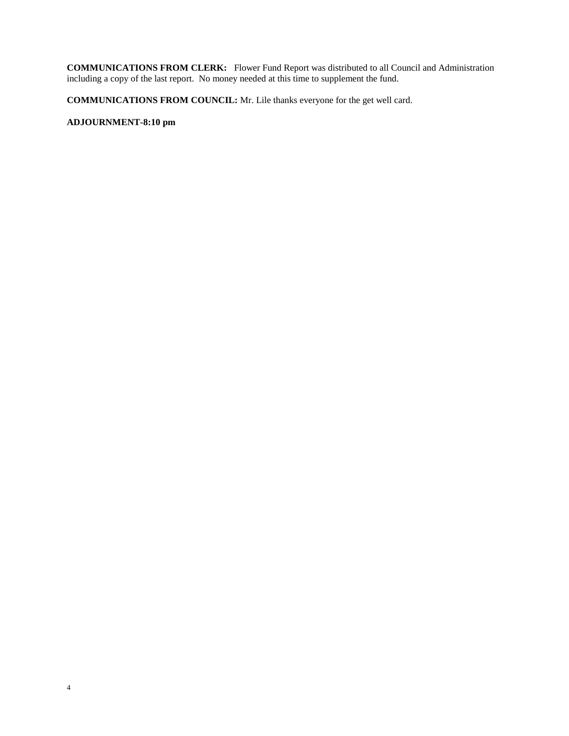**COMMUNICATIONS FROM CLERK:** Flower Fund Report was distributed to all Council and Administration including a copy of the last report. No money needed at this time to supplement the fund.

**COMMUNICATIONS FROM COUNCIL:** Mr. Lile thanks everyone for the get well card.

**ADJOURNMENT-8:10 pm**